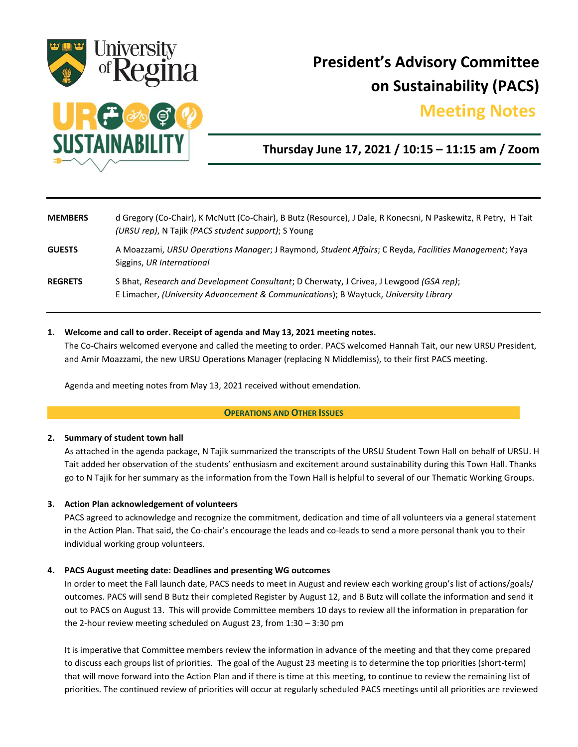# President's Advisory Committee on Sustainability (PACS)

## Meeting Notes

**Thursday June 17, 2021 / 10:15 – 11:15 am / Zoom**

| | |
|---|---|
| **MEMBERS** | d Gregory (Co-Chair), K McNutt (Co-Chair), B Butz (Resource), J Dale, R Konecsni, N Paskewitz, R Petry, H Tait *(URSU rep)*, N Tajik *(PACS student support)*; S Young |
| **GUESTS** | A Moazzami, *URSU Operations Manager*; J Raymond, *Student Affairs*; C Reyda, *Facilities Management*; Yaya Siggins, *UR International* |
| **REGRETS** | S Bhat, *Research and Development Consultant*; D Cherwaty, J Crivea, J Lewgood *(GSA rep)*; E Limacher, *(University Advancement & Communications)*; B Waytuck, *University Library* |

1. **Welcome and call to order. Receipt of agenda and May 13, 2021 meeting notes.**
   The Co-Chairs welcomed everyone and called the meeting to order. PACS welcomed Hannah Tait, our new URSU President, and Amir Moazzami, the new URSU Operations Manager (replacing N Middlemiss), to their first PACS meeting.

   Agenda and meeting notes from May 13, 2021 received without emendation.

**OPERATIONS AND OTHER ISSUES**

2. **Summary of student town hall**
   As attached in the agenda package, N Tajik summarized the transcripts of the URSU Student Town Hall on behalf of URSU. H Tait added her observation of the students' enthusiasm and excitement around sustainability during this Town Hall. Thanks go to N Tajik for her summary as the information from the Town Hall is helpful to several of our Thematic Working Groups.

3. **Action Plan acknowledgement of volunteers**
   PACS agreed to acknowledge and recognize the commitment, dedication and time of all volunteers via a general statement in the Action Plan. That said, the Co-chair's encourage the leads and co-leads to send a more personal thank you to their individual working group volunteers.

4. **PACS August meeting date: Deadlines and presenting WG outcomes**
   In order to meet the Fall launch date, PACS needs to meet in August and review each working group's list of actions/goals/ outcomes. PACS will send B Butz their completed Register by August 12, and B Butz will collate the information and send it out to PACS on August 13. This will provide Committee members 10 days to review all the information in preparation for the 2-hour review meeting scheduled on August 23, from 1:30 – 3:30 pm

   It is imperative that Committee members review the information in advance of the meeting and that they come prepared to discuss each groups list of priorities. The goal of the August 23 meeting is to determine the top priorities (short-term) that will move forward into the Action Plan and if there is time at this meeting, to continue to review the remaining list of priorities. The continued review of priorities will occur at regularly scheduled PACS meetings until all priorities are reviewed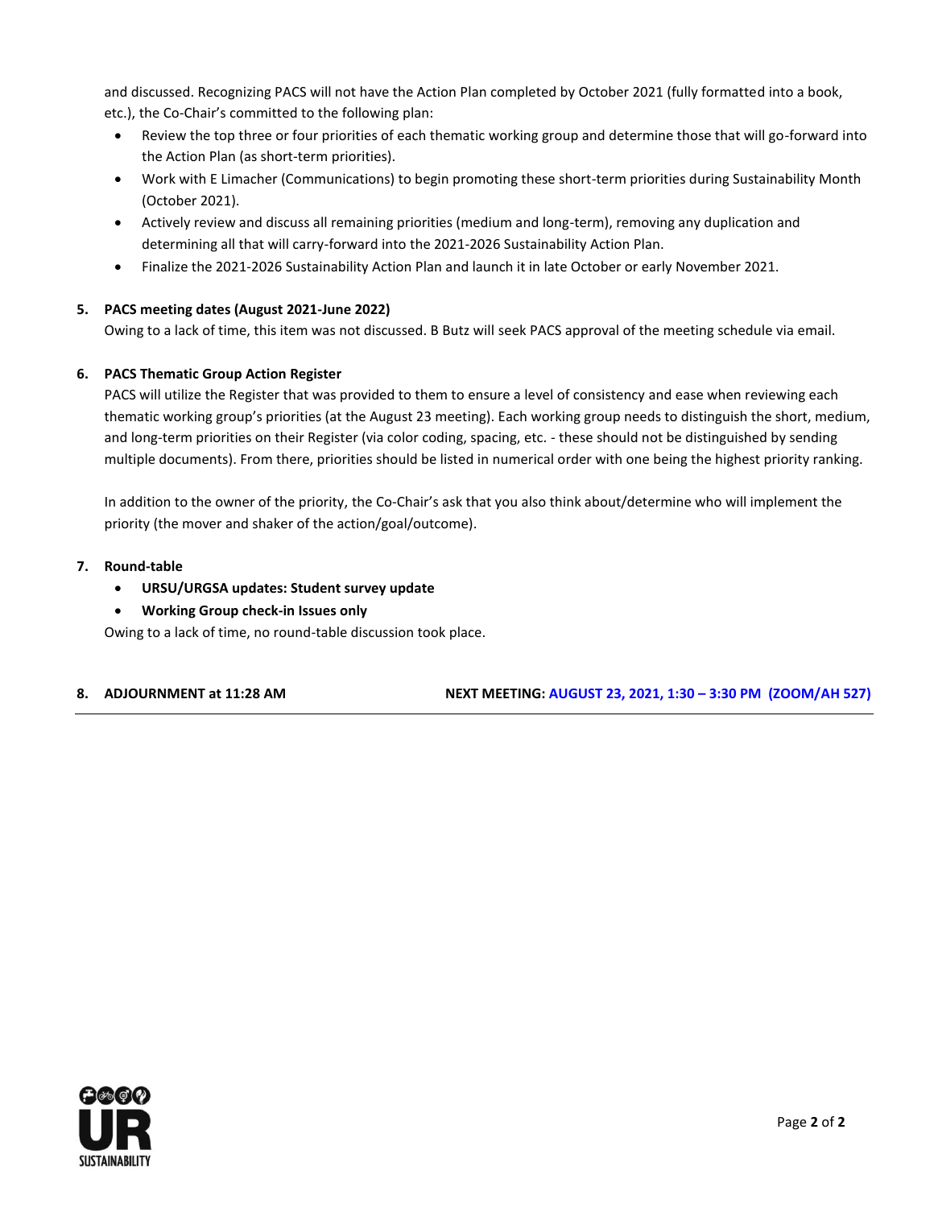and discussed. Recognizing PACS will not have the Action Plan completed by October 2021 (fully formatted into a book, etc.), the Co-Chair's committed to the following plan:

- Review the top three or four priorities of each thematic working group and determine those that will go-forward into the Action Plan (as short-term priorities).
- Work with E Limacher (Communications) to begin promoting these short-term priorities during Sustainability Month (October 2021).
- Actively review and discuss all remaining priorities (medium and long-term), removing any duplication and determining all that will carry-forward into the 2021-2026 Sustainability Action Plan.
- Finalize the 2021-2026 Sustainability Action Plan and launch it in late October or early November 2021.

**5. PACS meeting dates (August 2021-June 2022)**

Owing to a lack of time, this item was not discussed. B Butz will seek PACS approval of the meeting schedule via email.

**6. PACS Thematic Group Action Register**

PACS will utilize the Register that was provided to them to ensure a level of consistency and ease when reviewing each thematic working group's priorities (at the August 23 meeting). Each working group needs to distinguish the short, medium, and long-term priorities on their Register (via color coding, spacing, etc. - these should not be distinguished by sending multiple documents). From there, priorities should be listed in numerical order with one being the highest priority ranking.

In addition to the owner of the priority, the Co-Chair's ask that you also think about/determine who will implement the priority (the mover and shaker of the action/goal/outcome).

**7. Round-table**

- **URSU/URGSA updates: Student survey update**
- **Working Group check-in Issues only**

Owing to a lack of time, no round-table discussion took place.

**8. ADJOURNMENT at 11:28 AM** **NEXT MEETING: AUGUST 23, 2021, 1:30 – 3:30 PM (ZOOM/AH 527)**